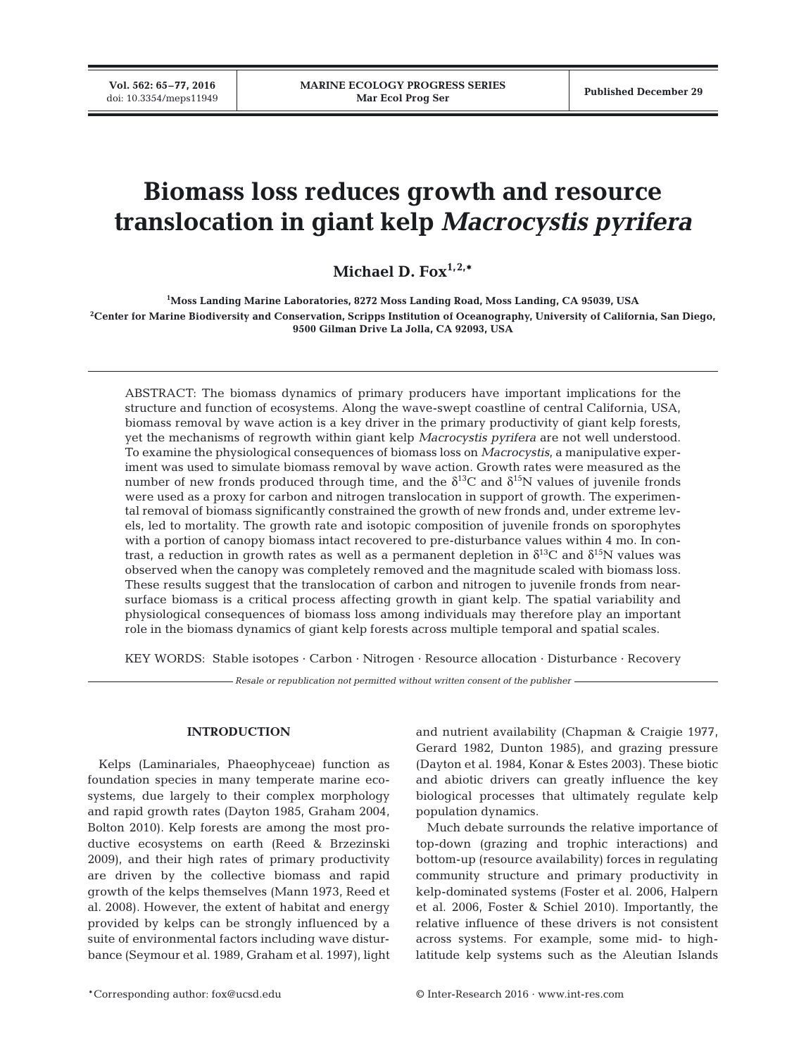# Biomass loss reduces growth and resource translocation in giant kelp *Macrocystis pyrifera*

**Michael D. Fox**[1,2,*]

[1]Moss Landing Marine Laboratories, 8272 Moss Landing Road, Moss Landing, CA 95039, USA

[2]Center for Marine Biodiversity and Conservation, Scripps Institution of Oceanography, University of California, San Diego, 9500 Gilman Drive La Jolla, CA 92093, USA

ABSTRACT: The biomass dynamics of primary producers have important implications for the structure and function of ecosystems. Along the wave-swept coastline of central California, USA, biomass removal by wave action is a key driver in the primary productivity of giant kelp forests, yet the mechanisms of regrowth within giant kelp *Macrocystis pyrifera* are not well understood. To examine the physiological consequences of biomass loss on *Macrocystis*, a manipulative experiment was used to simulate biomass removal by wave action. Growth rates were measured as the number of new fronds produced through time, and the $\delta^{13}C$ and $\delta^{15}N$ values of juvenile fronds were used as a proxy for carbon and nitrogen translocation in support of growth. The experimental removal of biomass significantly constrained the growth of new fronds and, under extreme levels, led to mortality. The growth rate and isotopic composition of juvenile fronds on sporophytes with a portion of canopy biomass intact recovered to pre-disturbance values within 4 mo. In contrast, a reduction in growth rates as well as a permanent depletion in $\delta^{13}C$ and $\delta^{15}N$ values was observed when the canopy was completely removed and the magnitude scaled with biomass loss. These results suggest that the translocation of carbon and nitrogen to juvenile fronds from near-surface biomass is a critical process affecting growth in giant kelp. The spatial variability and physiological consequences of biomass loss among individuals may therefore play an important role in the biomass dynamics of giant kelp forests across multiple temporal and spatial scales.

KEY WORDS: Stable isotopes · Carbon · Nitrogen · Resource allocation · Disturbance · Recovery

*Resale or republication not permitted without written consent of the publisher*

## INTRODUCTION

Kelps (Laminariales, Phaeophyceae) function as foundation species in many temperate marine ecosystems, due largely to their complex morphology and rapid growth rates (Dayton 1985, Graham 2004, Bolton 2010). Kelp forests are among the most productive ecosystems on earth (Reed & Brzezinski 2009), and their high rates of primary productivity are driven by the collective biomass and rapid growth of the kelps themselves (Mann 1973, Reed et al. 2008). However, the extent of habitat and energy provided by kelps can be strongly influenced by a suite of environmental factors including wave disturbance (Seymour et al. 1989, Graham et al. 1997), light and nutrient availability (Chapman & Craigie 1977, Gerard 1982, Dunton 1985), and grazing pressure (Dayton et al. 1984, Konar & Estes 2003). These biotic and abiotic drivers can greatly influence the key biological processes that ultimately regulate kelp population dynamics.

Much debate surrounds the relative importance of top-down (grazing and trophic interactions) and bottom-up (resource availability) forces in regulating community structure and primary productivity in kelp-dominated systems (Foster et al. 2006, Halpern et al. 2006, Foster & Schiel 2010). Importantly, the relative influence of these drivers is not consistent across systems. For example, some mid- to high-latitude kelp systems such as the Aleutian Islands

*Corresponding author: fox@ucsd.edu

© Inter-Research 2016 · www.int-res.com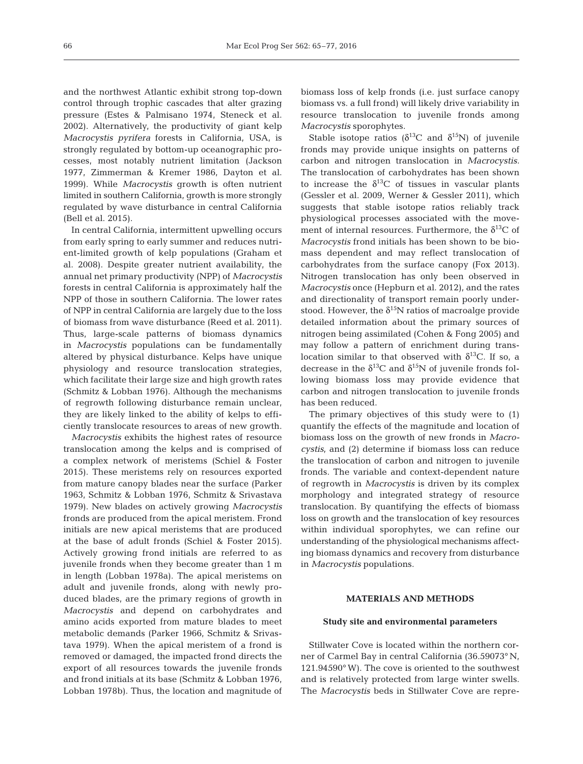and the northwest Atlantic exhibit strong top-down control through trophic cascades that alter grazing pressure (Estes & Palmisano 1974, Steneck et al. 2002). Alternatively, the productivity of giant kelp *Macrocystis pyrifera* forests in California, USA, is strongly regulated by bottom-up oceanographic processes, most notably nutrient limitation (Jackson 1977, Zimmerman & Kremer 1986, Dayton et al. 1999). While *Macrocystis* growth is often nutrient limited in southern California, growth is more strongly regulated by wave disturbance in central California (Bell et al. 2015).

In central California, intermittent upwelling occurs from early spring to early summer and reduces nutrient-limited growth of kelp populations (Graham et al. 2008). Despite greater nutrient availability, the annual net primary productivity (NPP) of *Macrocystis* forests in central California is approximately half the NPP of those in southern California. The lower rates of NPP in central California are largely due to the loss of biomass from wave disturbance (Reed et al. 2011). Thus, large-scale patterns of biomass dynamics in *Macrocystis* populations can be fundamentally altered by physical disturbance. Kelps have unique physiology and resource translocation strategies, which facilitate their large size and high growth rates (Schmitz & Lobban 1976). Although the mechanisms of regrowth following disturbance remain unclear, they are likely linked to the ability of kelps to efficiently translocate resources to areas of new growth.

*Macrocystis* exhibits the highest rates of resource translocation among the kelps and is comprised of a complex network of meristems (Schiel & Foster 2015). These meristems rely on resources exported from mature canopy blades near the surface (Parker 1963, Schmitz & Lobban 1976, Schmitz & Srivastava 1979). New blades on actively growing *Macrocystis* fronds are produced from the apical meristem. Frond initials are new apical meristems that are produced at the base of adult fronds (Schiel & Foster 2015). Actively growing frond initials are referred to as juvenile fronds when they become greater than 1 m in length (Lobban 1978a). The apical meristems on adult and juvenile fronds, along with newly produced blades, are the primary regions of growth in *Macrocystis* and depend on carbohydrates and amino acids exported from mature blades to meet metabolic demands (Parker 1966, Schmitz & Srivastava 1979). When the apical meristem of a frond is removed or damaged, the impacted frond directs the export of all resources towards the juvenile fronds and frond initials at its base (Schmitz & Lobban 1976, Lobban 1978b). Thus, the location and magnitude of biomass loss of kelp fronds (i.e. just surface canopy biomass vs. a full frond) will likely drive variability in resource translocation to juvenile fronds among *Macrocystis* sporophytes.

Stable isotope ratios ($\delta^{13}C$ and $\delta^{15}N$) of juvenile fronds may provide unique insights on patterns of carbon and nitrogen translocation in *Macrocystis.* The translocation of carbohydrates has been shown to increase the $\delta^{13}C$ of tissues in vascular plants (Gessler et al. 2009, Werner & Gessler 2011), which suggests that stable isotope ratios reliably track physiological processes associated with the movement of internal resources. Furthermore, the $\delta^{13}C$ of *Macrocystis* frond initials has been shown to be biomass dependent and may reflect translocation of carbohydrates from the surface canopy (Fox 2013). Nitrogen translocation has only been observed in *Macrocystis* once (Hepburn et al. 2012), and the rates and directionality of transport remain poorly understood. However, the $\delta^{15}N$ ratios of macroalge provide detailed information about the primary sources of nitrogen being assimilated (Cohen & Fong 2005) and may follow a pattern of enrichment during translocation similar to that observed with $\delta^{13}C$. If so, a decrease in the $\delta^{13}C$ and $\delta^{15}N$ of juvenile fronds following biomass loss may provide evidence that carbon and nitrogen translocation to juvenile fronds has been reduced.

The primary objectives of this study were to (1) quantify the effects of the magnitude and location of biomass loss on the growth of new fronds in *Macrocystis*, and (2) determine if biomass loss can reduce the translocation of carbon and nitrogen to juvenile fronds. The variable and context-dependent nature of regrowth in *Macrocystis* is driven by its complex morphology and integrated strategy of resource translocation. By quantifying the effects of biomass loss on growth and the translocation of key resources within individual sporophytes, we can refine our understanding of the physiological mechanisms affecting biomass dynamics and recovery from disturbance in *Macrocystis* populations.

## MATERIALS AND METHODS

### Study site and environmental parameters

Stillwater Cove is located within the northern corner of Carmel Bay in central California (36.59073° N, 121.94590° W). The cove is oriented to the southwest and is relatively protected from large winter swells. The *Macrocystis* beds in Stillwater Cove are repre-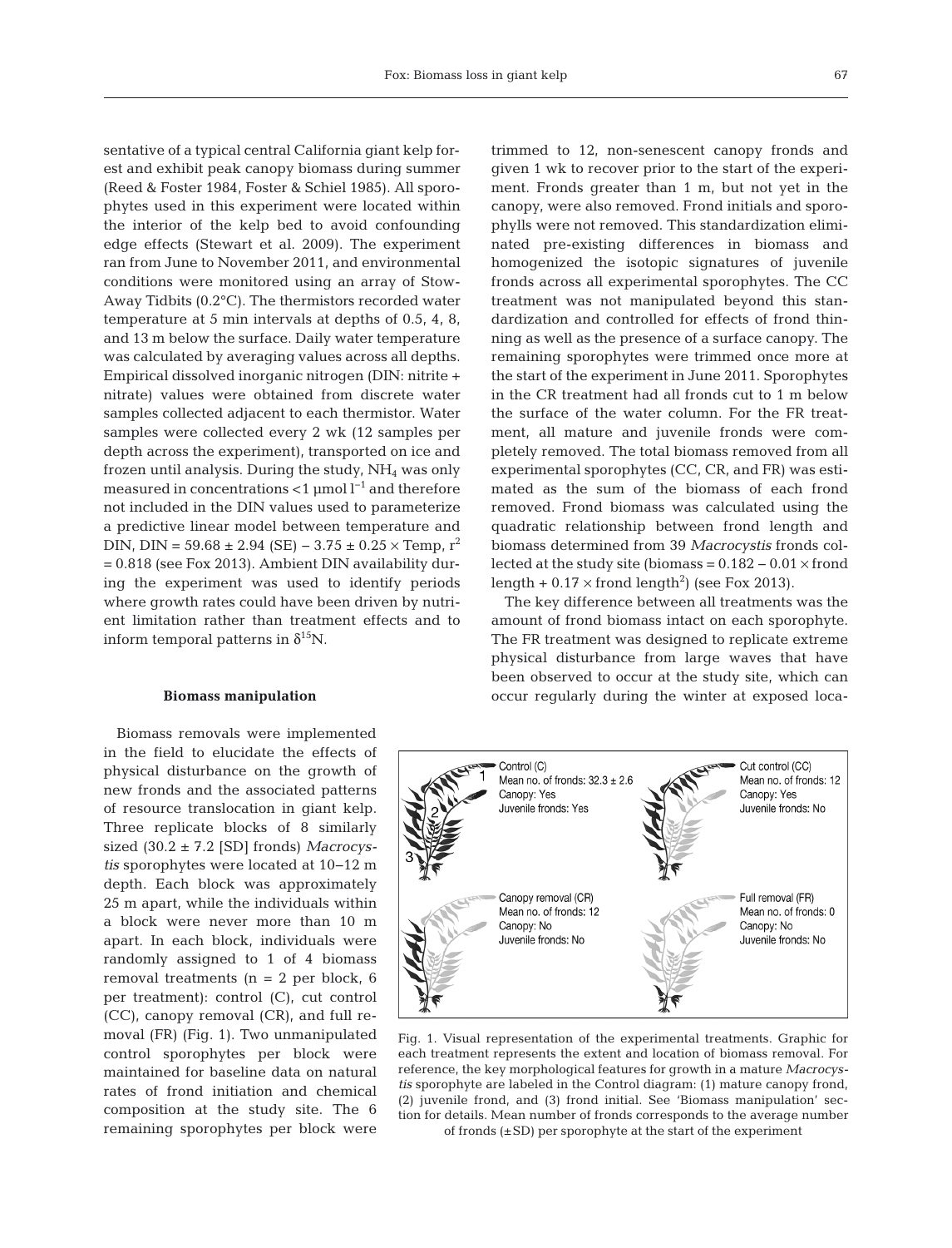sentative of a typical central California giant kelp forest and exhibit peak canopy biomass during summer (Reed & Foster 1984, Foster & Schiel 1985). All sporophytes used in this experiment were located within the interior of the kelp bed to avoid confounding edge effects (Stewart et al. 2009). The experiment ran from June to November 2011, and environmental conditions were monitored using an array of Stow-Away Tidbits (0.2°C). The thermistors recorded water temperature at 5 min intervals at depths of 0.5, 4, 8, and 13 m below the surface. Daily water temperature was calculated by averaging values across all depths. Empirical dissolved inorganic nitrogen (DIN: nitrite + nitrate) values were obtained from discrete water samples collected adjacent to each thermistor. Water samples were collected every 2 wk (12 samples per depth across the experiment), transported on ice and frozen until analysis. During the study, $NH_4$ was only measured in concentrations <1 µmol $l^{-1}$ and therefore not included in the DIN values used to parameterize a predictive linear model between temperature and DIN, DIN = 59.68 ± 2.94 (SE) − 3.75 ± 0.25 × Temp, $r^2$ = 0.818 (see Fox 2013). Ambient DIN availability during the experiment was used to identify periods where growth rates could have been driven by nutrient limitation rather than treatment effects and to inform temporal patterns in $\delta^{15}N$.

### Biomass manipulation

Biomass removals were implemented in the field to elucidate the effects of physical disturbance on the growth of new fronds and the associated patterns of resource translocation in giant kelp. Three replicate blocks of 8 similarly sized (30.2 ± 7.2 [SD] fronds) *Macrocystis* sporophytes were located at 10–12 m depth. Each block was approximately 25 m apart, while the individuals within a block were never more than 10 m apart. In each block, individuals were randomly assigned to 1 of 4 biomass removal treatments (n = 2 per block, 6 per treatment): control (C), cut control (CC), canopy removal (CR), and full removal (FR) (Fig. 1). Two unmanipulated control sporophytes per block were maintained for baseline data on natural rates of frond initiation and chemical composition at the study site. The 6 remaining sporophytes per block were trimmed to 12, non-senescent canopy fronds and given 1 wk to recover prior to the start of the experiment. Fronds greater than 1 m, but not yet in the canopy, were also removed. Frond initials and sporophylls were not removed. This standardization eliminated pre-existing differences in biomass and homogenized the isotopic signatures of juvenile fronds across all experimental sporophytes. The CC treatment was not manipulated beyond this standardization and controlled for effects of frond thinning as well as the presence of a surface canopy. The remaining sporophytes were trimmed once more at the start of the experiment in June 2011. Sporophytes in the CR treatment had all fronds cut to 1 m below the surface of the water column. For the FR treatment, all mature and juvenile fronds were completely removed. The total biomass removed from all experimental sporophytes (CC, CR, and FR) was estimated as the sum of the biomass of each frond removed. Frond biomass was calculated using the quadratic relationship between frond length and biomass determined from 39 *Macrocystis* fronds collected at the study site (biomass = 0.182 − 0.01 × frond length + 0.17 × frond length$^2$) (see Fox 2013).

The key difference between all treatments was the amount of frond biomass intact on each sporophyte. The FR treatment was designed to replicate extreme physical disturbance from large waves that have been observed to occur at the study site, which can occur regularly during the winter at exposed loca-

Fig. 1. Visual representation of the experimental treatments. Graphic for each treatment represents the extent and location of biomass removal. For reference, the key morphological features for growth in a mature *Macrocystis* sporophyte are labeled in the Control diagram: (1) mature canopy frond, (2) juvenile frond, and (3) frond initial. See 'Biomass manipulation' section for details. Mean number of fronds corresponds to the average number of fronds (±SD) per sporophyte at the start of the experiment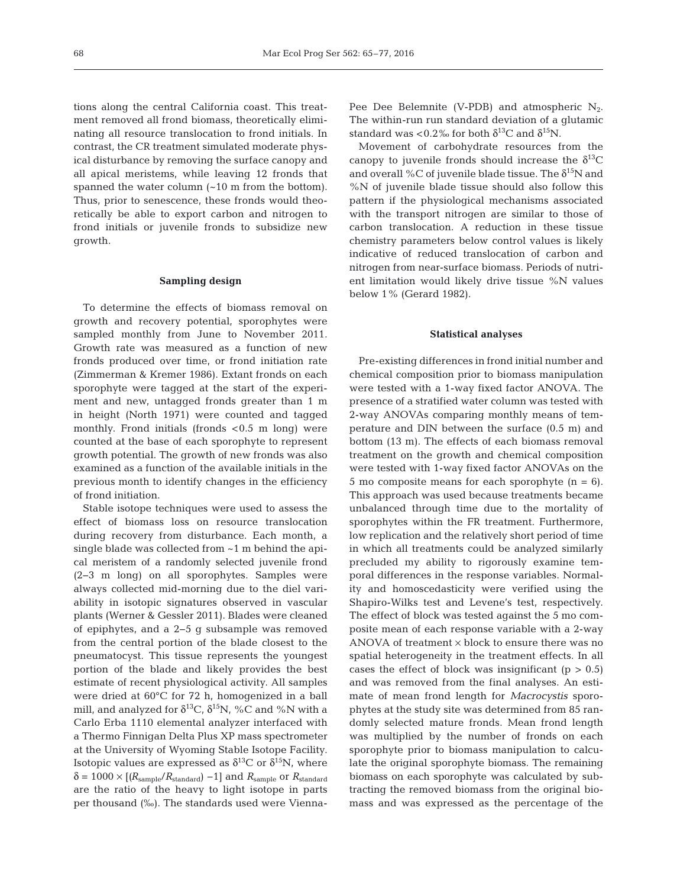tions along the central California coast. This treatment removed all frond biomass, theoretically eliminating all resource translocation to frond initials. In contrast, the CR treatment simulated moderate physical disturbance by removing the surface canopy and all apical meristems, while leaving 12 fronds that spanned the water column (~10 m from the bottom). Thus, prior to senescence, these fronds would theoretically be able to export carbon and nitrogen to frond initials or juvenile fronds to subsidize new growth.

### Sampling design

To determine the effects of biomass removal on growth and recovery potential, sporophytes were sampled monthly from June to November 2011. Growth rate was measured as a function of new fronds produced over time, or frond initiation rate (Zimmerman & Kremer 1986). Extant fronds on each sporophyte were tagged at the start of the experiment and new, untagged fronds greater than 1 m in height (North 1971) were counted and tagged monthly. Frond initials (fronds <0.5 m long) were counted at the base of each sporophyte to represent growth potential. The growth of new fronds was also examined as a function of the available initials in the previous month to identify changes in the efficiency of frond initiation.

Stable isotope techniques were used to assess the effect of biomass loss on resource translocation during recovery from disturbance. Each month, a single blade was collected from ~1 m behind the apical meristem of a randomly selected juvenile frond (2–3 m long) on all sporophytes. Samples were always collected mid-morning due to the diel variability in isotopic signatures observed in vascular plants (Werner & Gessler 2011). Blades were cleaned of epiphytes, and a 2–5 g subsample was removed from the central portion of the blade closest to the pneumatocyst. This tissue represents the youngest portion of the blade and likely provides the best estimate of recent physiological activity. All samples were dried at 60°C for 72 h, homogenized in a ball mill, and analyzed for $\delta^{13}C$, $\delta^{15}N$, %C and %N with a Carlo Erba 1110 elemental analyzer interfaced with a Thermo Finnigan Delta Plus XP mass spectrometer at the University of Wyoming Stable Isotope Facility. Isotopic values are expressed as $\delta^{13}C$ or $\delta^{15}N$, where $\delta = 1000 \times [(R_{sample}/R_{standard}) - 1]$ and $R_{sample}$ or $R_{standard}$ are the ratio of the heavy to light isotope in parts per thousand (‰). The standards used were Vienna-Pee Dee Belemnite (V-PDB) and atmospheric $N_2$. The within-run standard deviation of a glutamic standard was <0.2‰ for both $\delta^{13}C$ and $\delta^{15}N$.

Movement of carbohydrate resources from the canopy to juvenile fronds should increase the $\delta^{13}C$ and overall %C of juvenile blade tissue. The $\delta^{15}N$ and %N of juvenile blade tissue should also follow this pattern if the physiological mechanisms associated with the transport nitrogen are similar to those of carbon translocation. A reduction in these tissue chemistry parameters below control values is likely indicative of reduced translocation of carbon and nitrogen from near-surface biomass. Periods of nutrient limitation would likely drive tissue %N values below 1% (Gerard 1982).

### Statistical analyses

Pre-existing differences in frond initial number and chemical composition prior to biomass manipulation were tested with a 1-way fixed factor ANOVA. The presence of a stratified water column was tested with 2-way ANOVAs comparing monthly means of temperature and DIN between the surface (0.5 m) and bottom (13 m). The effects of each biomass removal treatment on the growth and chemical composition were tested with 1-way fixed factor ANOVAs on the 5 mo composite means for each sporophyte ($n = 6$). This approach was used because treatments became unbalanced through time due to the mortality of sporophytes within the FR treatment. Furthermore, low replication and the relatively short period of time in which all treatments could be analyzed similarly precluded my ability to rigorously examine temporal differences in the response variables. Normality and homoscedasticity were verified using the Shapiro-Wilks test and Levene's test, respectively. The effect of block was tested against the 5 mo composite mean of each response variable with a 2-way ANOVA of treatment × block to ensure there was no spatial heterogeneity in the treatment effects. In all cases the effect of block was insignificant ($p > 0.5$) and was removed from the final analyses. An estimate of mean frond length for *Macrocystis* sporophytes at the study site was determined from 85 randomly selected mature fronds. Mean frond length was multiplied by the number of fronds on each sporophyte prior to biomass manipulation to calculate the original sporophyte biomass. The remaining biomass on each sporophyte was calculated by subtracting the removed biomass from the original biomass and was expressed as the percentage of the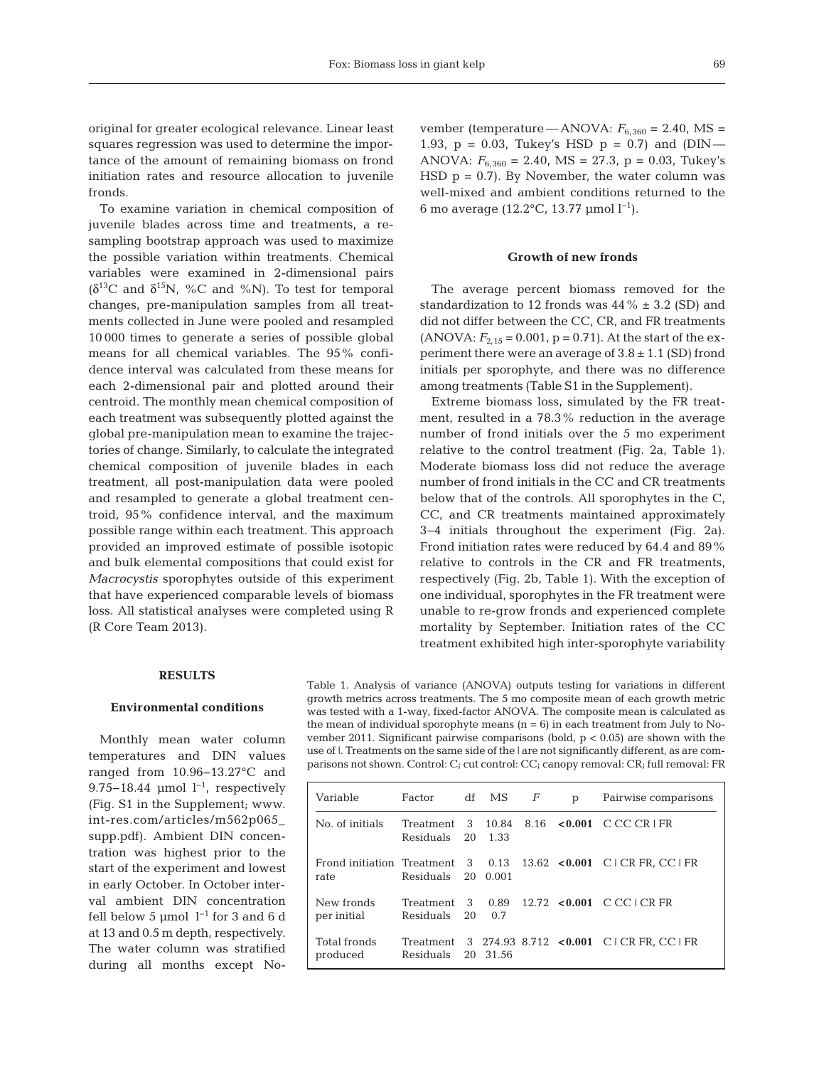original for greater ecological relevance. Linear least squares regression was used to determine the importance of the amount of remaining biomass on frond initiation rates and resource allocation to juvenile fronds.

To examine variation in chemical composition of juvenile blades across time and treatments, a resampling bootstrap approach was used to maximize the possible variation within treatments. Chemical variables were examined in 2-dimensional pairs ($\delta^{13}C$ and $\delta^{15}N$, %C and %N). To test for temporal changes, pre-manipulation samples from all treatments collected in June were pooled and resampled 10 000 times to generate a series of possible global means for all chemical variables. The 95% confidence interval was calculated from these means for each 2-dimensional pair and plotted around their centroid. The monthly mean chemical composition of each treatment was subsequently plotted against the global pre-manipulation mean to examine the trajectories of change. Similarly, to calculate the integrated chemical composition of juvenile blades in each treatment, all post-manipulation data were pooled and resampled to generate a global treatment centroid, 95% confidence interval, and the maximum possible range within each treatment. This approach provided an improved estimate of possible isotopic and bulk elemental compositions that could exist for *Macrocystis* sporophytes outside of this experiment that have experienced comparable levels of biomass loss. All statistical analyses were completed using R (R Core Team 2013).

## RESULTS

### Environmental conditions

Monthly mean water column temperatures and DIN values ranged from 10.96–13.27°C and 9.75–18.44 µmol $l^{-1}$, respectively (Fig. S1 in the Supplement; www.int-res.com/articles/m562p065_supp.pdf). Ambient DIN concentration was highest prior to the start of the experiment and lowest in early October. In October interval ambient DIN concentration fell below 5 µmol $l^{-1}$ for 3 and 6 d at 13 and 0.5 m depth, respectively. The water column was stratified during all months except November (temperature — ANOVA: $F_{6,360} = 2.40$, MS = 1.93, p = 0.03, Tukey's HSD p = 0.7) and (DIN — ANOVA: $F_{6,360} = 2.40$, MS = 27.3, p = 0.03, Tukey's HSD p = 0.7). By November, the water column was well-mixed and ambient conditions returned to the 6 mo average (12.2°C, 13.77 µmol $l^{-1}$).

### Growth of new fronds

The average percent biomass removed for the standardization to 12 fronds was 44% ± 3.2 (SD) and did not differ between the CC, CR, and FR treatments (ANOVA: $F_{2,15} = 0.001$, p = 0.71). At the start of the experiment there were an average of 3.8 ± 1.1 (SD) frond initials per sporophyte, and there was no difference among treatments (Table S1 in the Supplement).

Extreme biomass loss, simulated by the FR treatment, resulted in a 78.3% reduction in the average number of frond initials over the 5 mo experiment relative to the control treatment (Fig. 2a, Table 1). Moderate biomass loss did not reduce the average number of frond initials in the CC and CR treatments below that of the controls. All sporophytes in the C, CC, and CR treatments maintained approximately 3–4 initials throughout the experiment (Fig. 2a). Frond initiation rates were reduced by 64.4 and 89% relative to controls in the CR and FR treatments, respectively (Fig. 2b, Table 1). With the exception of one individual, sporophytes in the FR treatment were unable to re-grow fronds and experienced complete mortality by September. Initiation rates of the CC treatment exhibited high inter-sporophyte variability

Table 1. Analysis of variance (ANOVA) outputs testing for variations in different growth metrics across treatments. The 5 mo composite mean of each growth metric was tested with a 1-way, fixed-factor ANOVA. The composite mean is calculated as the mean of individual sporophyte means (n = 6) in each treatment from July to November 2011. Significant pairwise comparisons (bold, p < 0.05) are shown with the use of |. Treatments on the same side of the | are not significantly different, as are comparisons not shown. Control: C; cut control: CC; canopy removal: CR; full removal: FR

| Variable | Factor | df | MS | F | p | Pairwise comparisons |
|---|---|---|---|---|---|---|
| No. of initials | Treatment | 3 | 10.84 | 8.16 | **<0.001** | C CC CR \| FR |
| | Residuals | 20 | 1.33 | | | |
| Frond initiation rate | Treatment | 3 | 0.13 | 13.62 | **<0.001** | C \| CR FR, CC \| FR |
| | Residuals | 20 | 0.001 | | | |
| New fronds per initial | Treatment | 3 | 0.89 | 12.72 | **<0.001** | C CC \| CR FR |
| | Residuals | 20 | 0.7 | | | |
| Total fronds produced | Treatment | 3 | 274.93 | 8.712 | **<0.001** | C \| CR FR, CC \| FR |
| | Residuals | 20 | 31.56 | | | |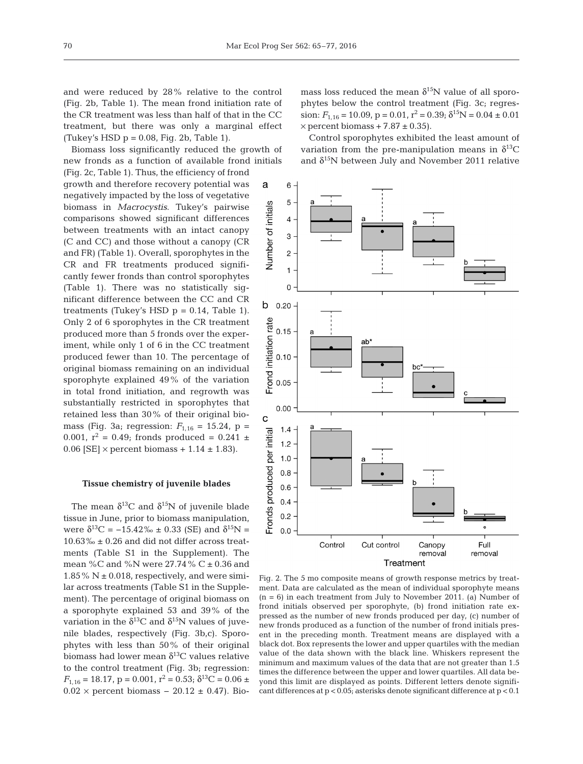and were reduced by 28% relative to the control (Fig. 2b, Table 1). The mean frond initiation rate of the CR treatment was less than half of that in the CC treatment, but there was only a marginal effect (Tukey's HSD p = 0.08, Fig. 2b, Table 1).

Biomass loss significantly reduced the growth of new fronds as a function of available frond initials (Fig. 2c, Table 1). Thus, the efficiency of frond growth and therefore recovery potential was negatively impacted by the loss of vegetative biomass in *Macrocystis*. Tukey's pairwise comparisons showed significant differences between treatments with an intact canopy (C and CC) and those without a canopy (CR and FR) (Table 1). Overall, sporophytes in the CR and FR treatments produced significantly fewer fronds than control sporophytes (Table 1). There was no statistically significant difference between the CC and CR treatments (Tukey's HSD p = 0.14, Table 1). Only 2 of 6 sporophytes in the CR treatment produced more than 5 fronds over the experiment, while only 1 of 6 in the CC treatment produced fewer than 10. The percentage of original biomass remaining on an individual sporophyte explained 49% of the variation in total frond initiation, and regrowth was substantially restricted in sporophytes that retained less than 30% of their original biomass (Fig. 3a; regression: $F_{1,16}$ = 15.24, p = 0.001, $r^2$ = 0.49; fronds produced = 0.241 ± 0.06 [SE] × percent biomass + 1.14 ± 1.83).

### Tissue chemistry of juvenile blades

The mean $\delta^{13}C$ and $\delta^{15}N$ of juvenile blade tissue in June, prior to biomass manipulation, were $\delta^{13}C$ = −15.42‰ ± 0.33 (SE) and $\delta^{15}N$ = 10.63‰ ± 0.26 and did not differ across treatments (Table S1 in the Supplement). The mean %C and %N were 27.74% C ± 0.36 and 1.85% N ± 0.018, respectively, and were similar across treatments (Table S1 in the Supplement). The percentage of original biomass on a sporophyte explained 53 and 39% of the variation in the $\delta^{13}C$ and $\delta^{15}N$ values of juvenile blades, respectively (Fig. 3b,c). Sporophytes with less than 50% of their original biomass had lower mean $\delta^{13}C$ values relative to the control treatment (Fig. 3b; regression: $F_{1,16}$ = 18.17, p = 0.001, $r^2$ = 0.53; $\delta^{13}C$ = 0.06 ± 0.02 × percent biomass − 20.12 ± 0.47). Biomass loss reduced the mean $\delta^{15}N$ value of all sporophytes below the control treatment (Fig. 3c; regression: $F_{1,16}$ = 10.09, p = 0.01, $r^2$ = 0.39; $\delta^{15}N$ = 0.04 ± 0.01 × percent biomass + 7.87 ± 0.35).

Control sporophytes exhibited the least amount of variation from the pre-manipulation means in $\delta^{13}C$ and $\delta^{15}N$ between July and November 2011 relative

Fig. 2. The 5 mo composite means of growth response metrics by treatment. Data are calculated as the mean of individual sporophyte means (n = 6) in each treatment from July to November 2011. (a) Number of frond initials observed per sporophyte, (b) frond initiation rate expressed as the number of new fronds produced per day, (c) number of new fronds produced as a function of the number of frond initials present in the preceding month. Treatment means are displayed with a black dot. Box represents the lower and upper quartiles with the median value of the data shown with the black line. Whiskers represent the minimum and maximum values of the data that are not greater than 1.5 times the difference between the upper and lower quartiles. All data beyond this limit are displayed as points. Different letters denote significant differences at p < 0.05; asterisks denote significant difference at p < 0.1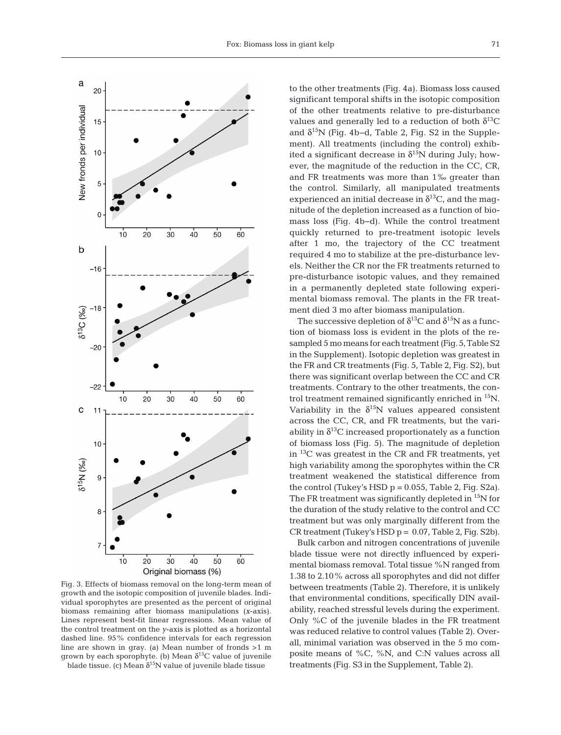Fig. 3. Effects of biomass removal on the long-term mean of growth and the isotopic composition of juvenile blades. Individual sporophytes are presented as the percent of original biomass remaining after biomass manipulations (*x*-axis). Lines represent best-fit linear regressions. Mean value of the control treatment on the *y*-axis is plotted as a horizontal dashed line. 95% confidence intervals for each regression line are shown in gray. (a) Mean number of fronds >1 m grown by each sporophyte. (b) Mean $\delta^{13}C$ value of juvenile blade tissue. (c) Mean $\delta^{15}N$ value of juvenile blade tissue

to the other treatments (Fig. 4a). Biomass loss caused significant temporal shifts in the isotopic composition of the other treatments relative to pre-disturbance values and generally led to a reduction of both $\delta^{13}C$ and $\delta^{15}N$ (Fig. 4b–d, Table 2, Fig. S2 in the Supplement). All treatments (including the control) exhibited a significant decrease in $\delta^{15}N$ during July; however, the magnitude of the reduction in the CC, CR, and FR treatments was more than 1‰ greater than the control. Similarly, all manipulated treatments experienced an initial decrease in $\delta^{13}C$, and the magnitude of the depletion increased as a function of biomass loss (Fig. 4b–d). While the control treatment quickly returned to pre-treatment isotopic levels after 1 mo, the trajectory of the CC treatment required 4 mo to stabilize at the pre-disturbance levels. Neither the CR nor the FR treatments returned to pre-disturbance isotopic values, and they remained in a permanently depleted state following experimental biomass removal. The plants in the FR treatment died 3 mo after biomass manipulation.

The successive depletion of $\delta^{13}C$ and $\delta^{15}N$ as a function of biomass loss is evident in the plots of the resampled 5 mo means for each treatment (Fig. 5, Table S2 in the Supplement). Isotopic depletion was greatest in the FR and CR treatments (Fig. 5, Table 2, Fig. S2), but there was significant overlap between the CC and CR treatments. Contrary to the other treatments, the control treatment remained significantly enriched in $^{15}N$. Variability in the $\delta^{15}N$ values appeared consistent across the CC, CR, and FR treatments, but the variability in $\delta^{13}C$ increased proportionately as a function of biomass loss (Fig. 5). The magnitude of depletion in $^{13}C$ was greatest in the CR and FR treatments, yet high variability among the sporophytes within the CR treatment weakened the statistical difference from the control (Tukey's HSD $p = 0.055$, Table 2, Fig. S2a). The FR treatment was significantly depleted in $^{15}N$ for the duration of the study relative to the control and CC treatment but was only marginally different from the CR treatment (Tukey's HSD $p = 0.07$, Table 2, Fig. S2b).

Bulk carbon and nitrogen concentrations of juvenile blade tissue were not directly influenced by experimental biomass removal. Total tissue %N ranged from 1.38 to 2.10% across all sporophytes and did not differ between treatments (Table 2). Therefore, it is unlikely that environmental conditions, specifically DIN availability, reached stressful levels during the experiment. Only %C of the juvenile blades in the FR treatment was reduced relative to control values (Table 2). Overall, minimal variation was observed in the 5 mo composite means of %C, %N, and C:N values across all treatments (Fig. S3 in the Supplement, Table 2).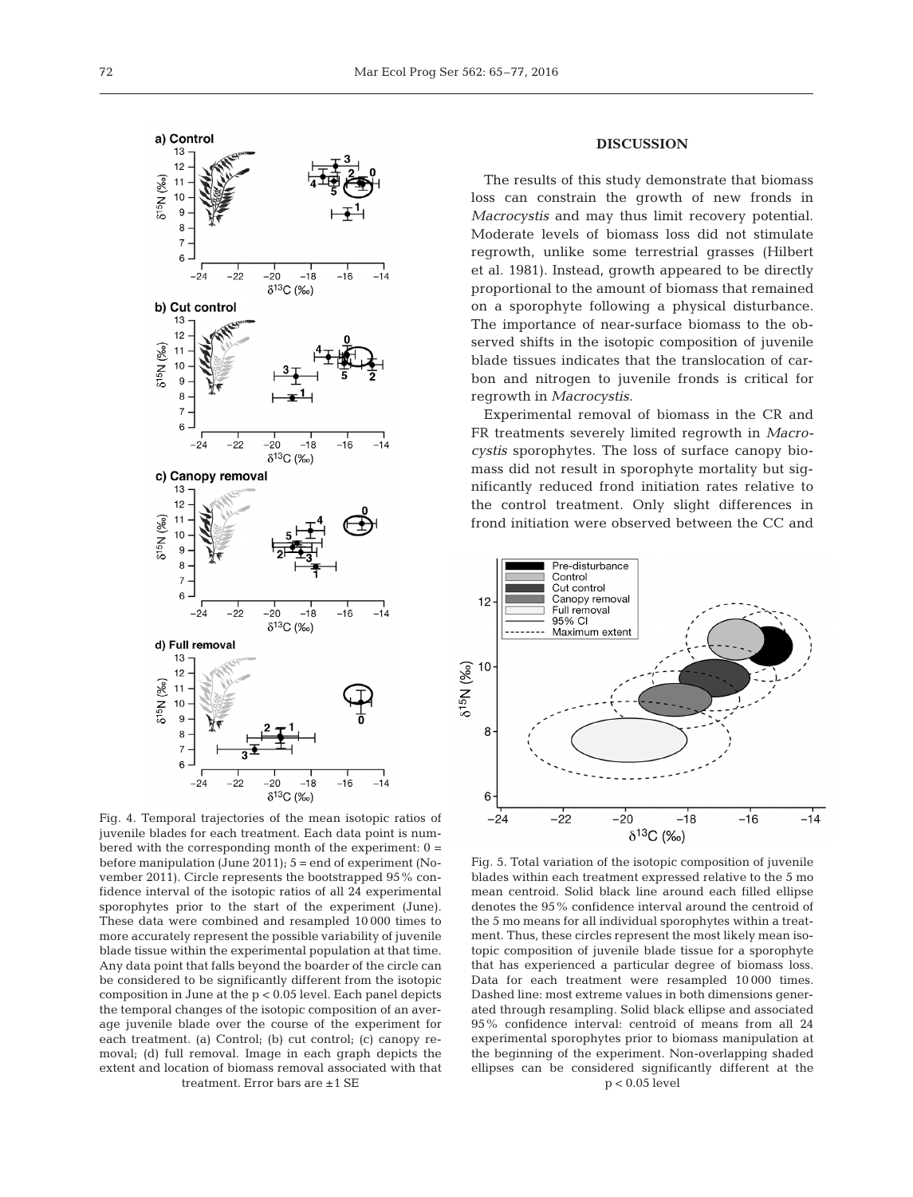Fig. 4. Temporal trajectories of the mean isotopic ratios of juvenile blades for each treatment. Each data point is numbered with the corresponding month of the experiment: 0 = before manipulation (June 2011); 5 = end of experiment (November 2011). Circle represents the bootstrapped 95% confidence interval of the isotopic ratios of all 24 experimental sporophytes prior to the start of the experiment (June). These data were combined and resampled 10 000 times to more accurately represent the possible variability of juvenile blade tissue within the experimental population at that time. Any data point that falls beyond the boarder of the circle can be considered to be significantly different from the isotopic composition in June at the $p < 0.05$ level. Each panel depicts the temporal changes of the isotopic composition of an average juvenile blade over the course of the experiment for each treatment. (a) Control; (b) cut control; (c) canopy removal; (d) full removal. Image in each graph depicts the extent and location of biomass removal associated with that treatment. Error bars are ±1 SE

## DISCUSSION

The results of this study demonstrate that biomass loss can constrain the growth of new fronds in *Macrocystis* and may thus limit recovery potential. Moderate levels of biomass loss did not stimulate regrowth, unlike some terrestrial grasses (Hilbert et al. 1981). Instead, growth appeared to be directly proportional to the amount of biomass that remained on a sporophyte following a physical disturbance. The importance of near-surface biomass to the observed shifts in the isotopic composition of juvenile blade tissues indicates that the translocation of carbon and nitrogen to juvenile fronds is critical for regrowth in *Macrocystis*.

Experimental removal of biomass in the CR and FR treatments severely limited regrowth in *Macrocystis* sporophytes. The loss of surface canopy biomass did not result in sporophyte mortality but significantly reduced frond initiation rates relative to the control treatment. Only slight differences in frond initiation were observed between the CC and

Fig. 5. Total variation of the isotopic composition of juvenile blades within each treatment expressed relative to the 5 mo mean centroid. Solid black line around each filled ellipse denotes the 95% confidence interval around the centroid of the 5 mo means for all individual sporophytes within a treatment. Thus, these circles represent the most likely mean isotopic composition of juvenile blade tissue for a sporophyte that has experienced a particular degree of biomass loss. Data for each treatment were resampled 10 000 times. Dashed line: most extreme values in both dimensions generated through resampling. Solid black ellipse and associated 95% confidence interval: centroid of means from all 24 experimental sporophytes prior to biomass manipulation at the beginning of the experiment. Non-overlapping shaded ellipses can be considered significantly different at the $p < 0.05$ level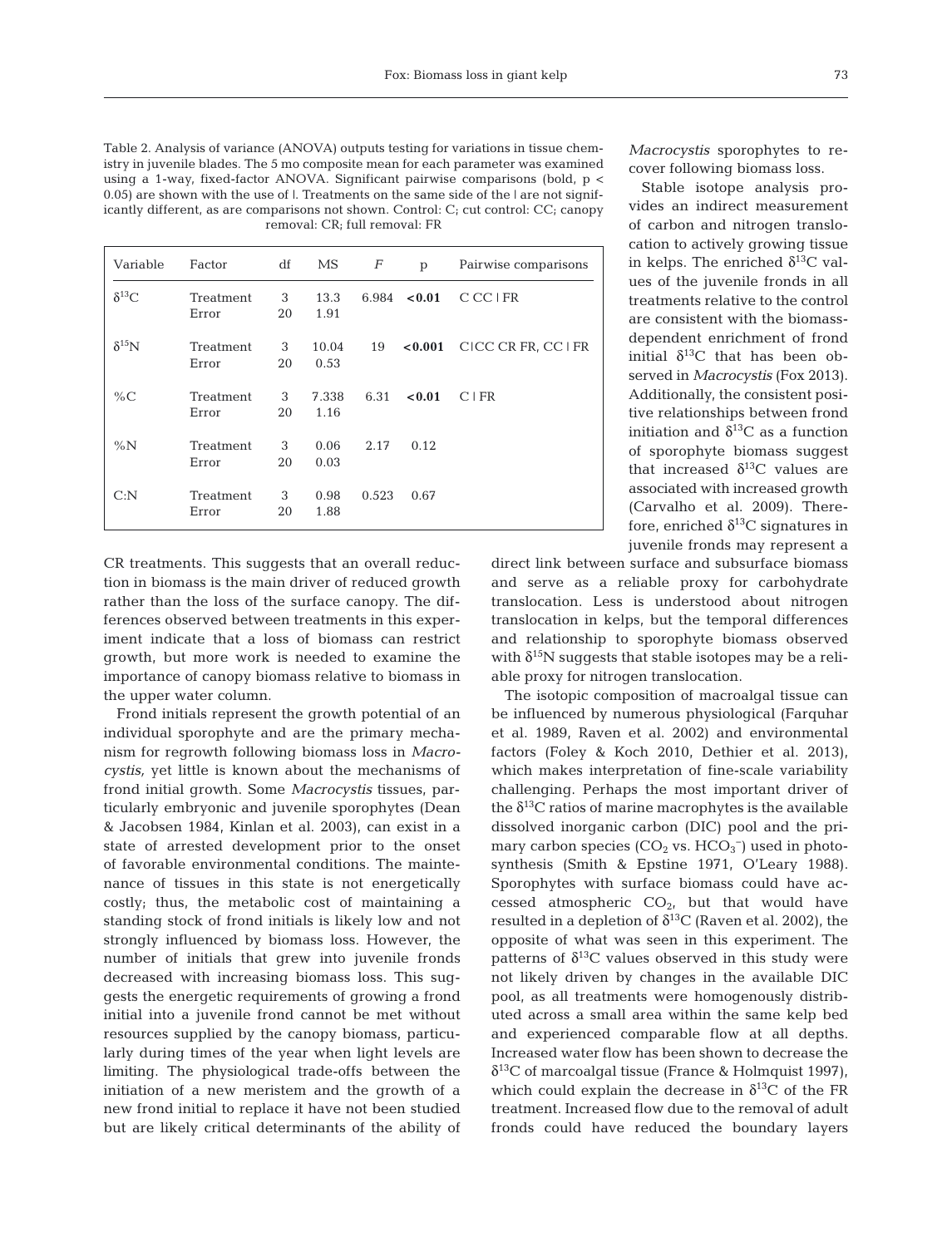Table 2. Analysis of variance (ANOVA) outputs testing for variations in tissue chemistry in juvenile blades. The 5 mo composite mean for each parameter was examined using a 1-way, fixed-factor ANOVA. Significant pairwise comparisons (bold, $p < 0.05$) are shown with the use of |. Treatments on the same side of the | are not significantly different, as are comparisons not shown. Control: C; cut control: CC; canopy removal: CR; full removal: FR

| Variable | Factor | df | MS | $F$ | p | Pairwise comparisons |
|---|---|---|---|---|---|---|
| $\delta^{13}C$ | Treatment | 3 | 13.3 | 6.984 | **<0.01** | C CC \| FR |
| | Error | 20 | 1.91 | | | |
| $\delta^{15}N$ | Treatment | 3 | 10.04 | 19 | **<0.001** | C\|CC CR FR, CC \| FR |
| | Error | 20 | 0.53 | | | |
| %C | Treatment | 3 | 7.338 | 6.31 | **<0.01** | C \| FR |
| | Error | 20 | 1.16 | | | |
| %N | Treatment | 3 | 0.06 | 2.17 | 0.12 | |
| | Error | 20 | 0.03 | | | |
| C:N | Treatment | 3 | 0.98 | 0.523 | 0.67 | |
| | Error | 20 | 1.88 | | | |

CR treatments. This suggests that an overall reduction in biomass is the main driver of reduced growth rather than the loss of the surface canopy. The differences observed between treatments in this experiment indicate that a loss of biomass can restrict growth, but more work is needed to examine the importance of canopy biomass relative to biomass in the upper water column.

Frond initials represent the growth potential of an individual sporophyte and are the primary mechanism for regrowth following biomass loss in *Macrocystis,* yet little is known about the mechanisms of frond initial growth. Some *Macrocystis* tissues, particularly embryonic and juvenile sporophytes (Dean & Jacobsen 1984, Kinlan et al. 2003), can exist in a state of arrested development prior to the onset of favorable environmental conditions. The maintenance of tissues in this state is not energetically costly; thus, the metabolic cost of maintaining a standing stock of frond initials is likely low and not strongly influenced by biomass loss. However, the number of initials that grew into juvenile fronds decreased with increasing biomass loss. This suggests the energetic requirements of growing a frond initial into a juvenile frond cannot be met without resources supplied by the canopy biomass, particularly during times of the year when light levels are limiting. The physiological trade-offs between the initiation of a new meristem and the growth of a new frond initial to replace it have not been studied but are likely critical determinants of the ability of *Macrocystis* sporophytes to recover following biomass loss.

Stable isotope analysis provides an indirect measurement of carbon and nitrogen translocation to actively growing tissue in kelps. The enriched $\delta^{13}C$ values of the juvenile fronds in all treatments relative to the control are consistent with the biomass-dependent enrichment of frond initial $\delta^{13}C$ that has been observed in *Macrocystis* (Fox 2013). Additionally, the consistent positive relationships between frond initiation and $\delta^{13}C$ as a function of sporophyte biomass suggest that increased $\delta^{13}C$ values are associated with increased growth (Carvalho et al. 2009). Therefore, enriched $\delta^{13}C$ signatures in juvenile fronds may represent a direct link between surface and subsurface biomass and serve as a reliable proxy for carbohydrate translocation. Less is understood about nitrogen translocation in kelps, but the temporal differences and relationship to sporophyte biomass observed with $\delta^{15}N$ suggests that stable isotopes may be a reliable proxy for nitrogen translocation.

The isotopic composition of macroalgal tissue can be influenced by numerous physiological (Farquhar et al. 1989, Raven et al. 2002) and environmental factors (Foley & Koch 2010, Dethier et al. 2013), which makes interpretation of fine-scale variability challenging. Perhaps the most important driver of the $\delta^{13}C$ ratios of marine macrophytes is the available dissolved inorganic carbon (DIC) pool and the primary carbon species ($CO_2$ vs. $HCO_3^-$) used in photosynthesis (Smith & Epstine 1971, O'Leary 1988). Sporophytes with surface biomass could have accessed atmospheric $CO_2$, but that would have resulted in a depletion of $\delta^{13}C$ (Raven et al. 2002), the opposite of what was seen in this experiment. The patterns of $\delta^{13}C$ values observed in this study were not likely driven by changes in the available DIC pool, as all treatments were homogenously distributed across a small area within the same kelp bed and experienced comparable flow at all depths. Increased water flow has been shown to decrease the $\delta^{13}C$ of marcoalgal tissue (France & Holmquist 1997), which could explain the decrease in $\delta^{13}C$ of the FR treatment. Increased flow due to the removal of adult fronds could have reduced the boundary layers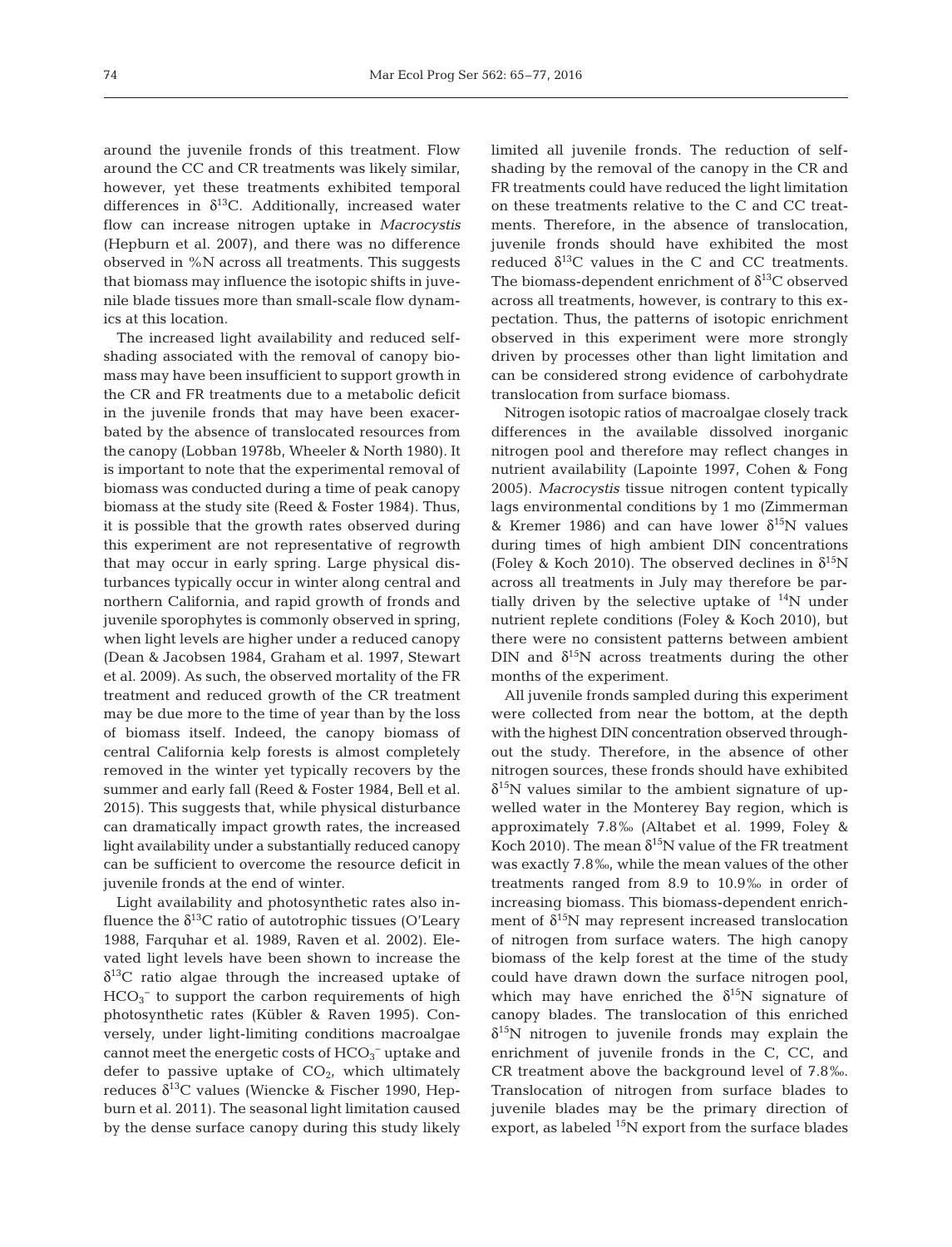around the juvenile fronds of this treatment. Flow around the CC and CR treatments was likely similar, however, yet these treatments exhibited temporal differences in $\delta^{13}C$. Additionally, increased water flow can increase nitrogen uptake in *Macrocystis* (Hepburn et al. 2007), and there was no difference observed in %N across all treatments. This suggests that biomass may influence the isotopic shifts in juvenile blade tissues more than small-scale flow dynamics at this location.

The increased light availability and reduced self-shading associated with the removal of canopy biomass may have been insufficient to support growth in the CR and FR treatments due to a metabolic deficit in the juvenile fronds that may have been exacerbated by the absence of translocated resources from the canopy (Lobban 1978b, Wheeler & North 1980). It is important to note that the experimental removal of biomass was conducted during a time of peak canopy biomass at the study site (Reed & Foster 1984). Thus, it is possible that the growth rates observed during this experiment are not representative of regrowth that may occur in early spring. Large physical disturbances typically occur in winter along central and northern California, and rapid growth of fronds and juvenile sporophytes is commonly observed in spring, when light levels are higher under a reduced canopy (Dean & Jacobsen 1984, Graham et al. 1997, Stewart et al. 2009). As such, the observed mortality of the FR treatment and reduced growth of the CR treatment may be due more to the time of year than by the loss of biomass itself. Indeed, the canopy biomass of central California kelp forests is almost completely removed in the winter yet typically recovers by the summer and early fall (Reed & Foster 1984, Bell et al. 2015). This suggests that, while physical disturbance can dramatically impact growth rates, the increased light availability under a substantially reduced canopy can be sufficient to overcome the resource deficit in juvenile fronds at the end of winter.

Light availability and photosynthetic rates also influence the $\delta^{13}C$ ratio of autotrophic tissues (O'Leary 1988, Farquhar et al. 1989, Raven et al. 2002). Elevated light levels have been shown to increase the $\delta^{13}C$ ratio algae through the increased uptake of $HCO_3^-$ to support the carbon requirements of high photosynthetic rates (Kübler & Raven 1995). Conversely, under light-limiting conditions macroalgae cannot meet the energetic costs of $HCO_3^-$ uptake and defer to passive uptake of $CO_2$, which ultimately reduces $\delta^{13}C$ values (Wiencke & Fischer 1990, Hepburn et al. 2011). The seasonal light limitation caused by the dense surface canopy during this study likely limited all juvenile fronds. The reduction of self-shading by the removal of the canopy in the CR and FR treatments could have reduced the light limitation on these treatments relative to the C and CC treatments. Therefore, in the absence of translocation, juvenile fronds should have exhibited the most reduced $\delta^{13}C$ values in the C and CC treatments. The biomass-dependent enrichment of $\delta^{13}C$ observed across all treatments, however, is contrary to this expectation. Thus, the patterns of isotopic enrichment observed in this experiment were more strongly driven by processes other than light limitation and can be considered strong evidence of carbohydrate translocation from surface biomass.

Nitrogen isotopic ratios of macroalgae closely track differences in the available dissolved inorganic nitrogen pool and therefore may reflect changes in nutrient availability (Lapointe 1997, Cohen & Fong 2005). *Macrocystis* tissue nitrogen content typically lags environmental conditions by 1 mo (Zimmerman & Kremer 1986) and can have lower $\delta^{15}N$ values during times of high ambient DIN concentrations (Foley & Koch 2010). The observed declines in $\delta^{15}N$ across all treatments in July may therefore be partially driven by the selective uptake of $^{14}N$ under nutrient replete conditions (Foley & Koch 2010), but there were no consistent patterns between ambient DIN and $\delta^{15}N$ across treatments during the other months of the experiment.

All juvenile fronds sampled during this experiment were collected from near the bottom, at the depth with the highest DIN concentration observed throughout the study. Therefore, in the absence of other nitrogen sources, these fronds should have exhibited $\delta^{15}N$ values similar to the ambient signature of upwelled water in the Monterey Bay region, which is approximately 7.8‰ (Altabet et al. 1999, Foley & Koch 2010). The mean $\delta^{15}N$ value of the FR treatment was exactly 7.8‰, while the mean values of the other treatments ranged from 8.9 to 10.9‰ in order of increasing biomass. This biomass-dependent enrichment of $\delta^{15}N$ may represent increased translocation of nitrogen from surface waters. The high canopy biomass of the kelp forest at the time of the study could have drawn down the surface nitrogen pool, which may have enriched the $\delta^{15}N$ signature of canopy blades. The translocation of this enriched $\delta^{15}N$ nitrogen to juvenile fronds may explain the enrichment of juvenile fronds in the C, CC, and CR treatment above the background level of 7.8‰. Translocation of nitrogen from surface blades to juvenile blades may be the primary direction of export, as labeled $^{15}N$ export from the surface blades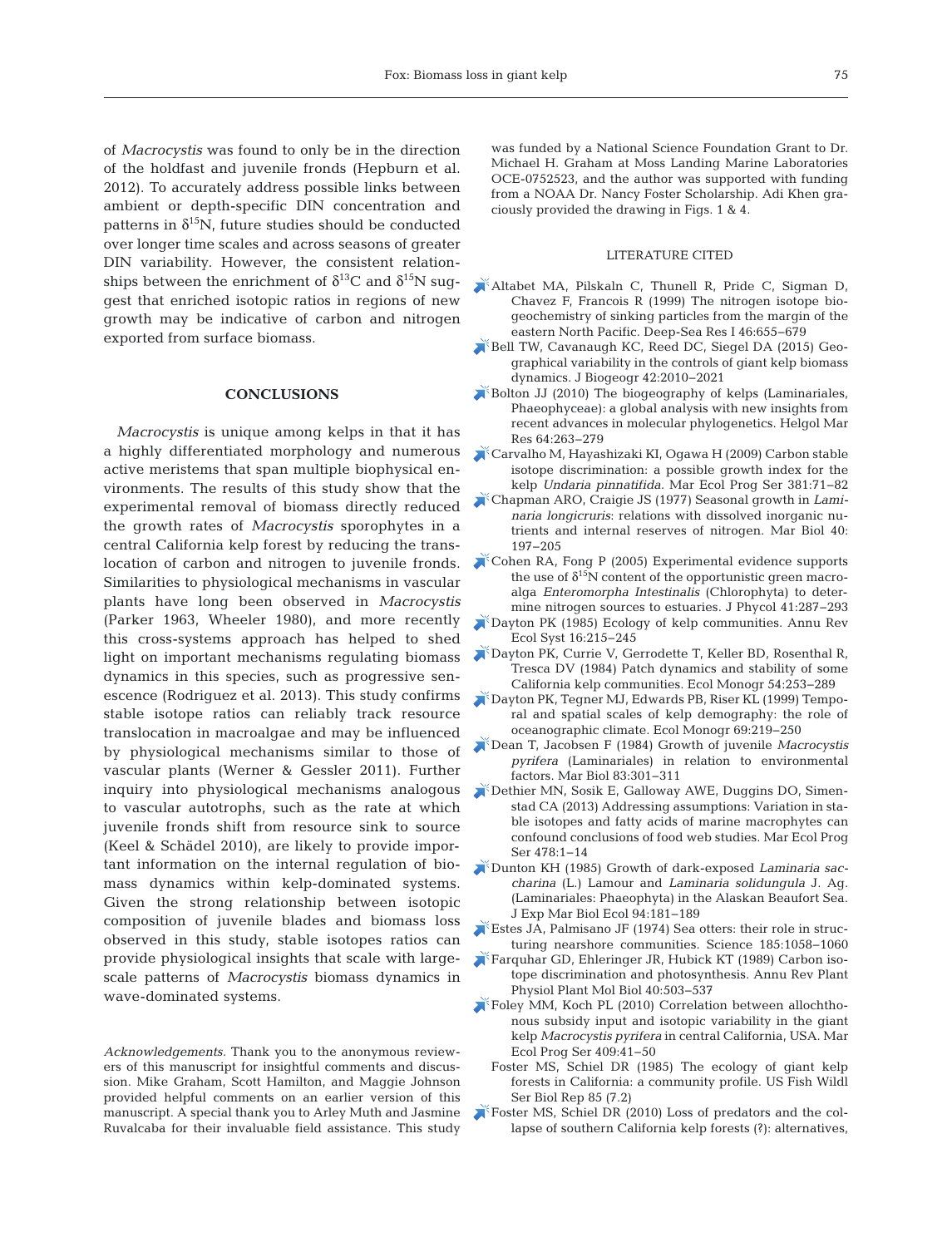of *Macrocystis* was found to only be in the direction of the holdfast and juvenile fronds (Hepburn et al. 2012). To accurately address possible links between ambient or depth-specific DIN concentration and patterns in $\delta^{15}N$, future studies should be conducted over longer time scales and across seasons of greater DIN variability. However, the consistent relationships between the enrichment of $\delta^{13}C$ and $\delta^{15}N$ suggest that enriched isotopic ratios in regions of new growth may be indicative of carbon and nitrogen exported from surface biomass.

## CONCLUSIONS

*Macrocystis* is unique among kelps in that it has a highly differentiated morphology and numerous active meristems that span multiple biophysical environments. The results of this study show that the experimental removal of biomass directly reduced the growth rates of *Macrocystis* sporophytes in a central California kelp forest by reducing the translocation of carbon and nitrogen to juvenile fronds. Similarities to physiological mechanisms in vascular plants have long been observed in *Macrocystis* (Parker 1963, Wheeler 1980), and more recently this cross-systems approach has helped to shed light on important mechanisms regulating biomass dynamics in this species, such as progressive senescence (Rodriguez et al. 2013). This study confirms stable isotope ratios can reliably track resource translocation in macroalgae and may be influenced by physiological mechanisms similar to those of vascular plants (Werner & Gessler 2011). Further inquiry into physiological mechanisms analogous to vascular autotrophs, such as the rate at which juvenile fronds shift from resource sink to source (Keel & Schädel 2010), are likely to provide important information on the internal regulation of biomass dynamics within kelp-dominated systems. Given the strong relationship between isotopic composition of juvenile blades and biomass loss observed in this study, stable isotopes ratios can provide physiological insights that scale with large-scale patterns of *Macrocystis* biomass dynamics in wave-dominated systems.

*Acknowledgements.* Thank you to the anonymous reviewers of this manuscript for insightful comments and discussion. Mike Graham, Scott Hamilton, and Maggie Johnson provided helpful comments on an earlier version of this manuscript. A special thank you to Arley Muth and Jasmine Ruvalcaba for their invaluable field assistance. This study was funded by a National Science Foundation Grant to Dr. Michael H. Graham at Moss Landing Marine Laboratories OCE-0752523, and the author was supported with funding from a NOAA Dr. Nancy Foster Scholarship. Adi Khen graciously provided the drawing in Figs. 1 & 4.

## LITERATURE CITED

- Altabet MA, Pilskaln C, Thunell R, Pride C, Sigman D, Chavez F, Francois R (1999) The nitrogen isotope biogeochemistry of sinking particles from the margin of the eastern North Pacific. Deep-Sea Res I 46:655–679
- Bell TW, Cavanaugh KC, Reed DC, Siegel DA (2015) Geographical variability in the controls of giant kelp biomass dynamics. J Biogeogr 42:2010–2021
- Bolton JJ (2010) The biogeography of kelps (Laminariales, Phaeophyceae): a global analysis with new insights from recent advances in molecular phylogenetics. Helgol Mar Res 64:263–279
- Carvalho M, Hayashizaki KI, Ogawa H (2009) Carbon stable isotope discrimination: a possible growth index for the kelp *Undaria pinnatifida*. Mar Ecol Prog Ser 381:71–82
- Chapman ARO, Craigie JS (1977) Seasonal growth in *Laminaria longicruris*: relations with dissolved inorganic nutrients and internal reserves of nitrogen. Mar Biol 40:197–205
- Cohen RA, Fong P (2005) Experimental evidence supports the use of $\delta^{15}N$ content of the opportunistic green macroalga *Enteromorpha Intestinalis* (Chlorophyta) to determine nitrogen sources to estuaries. J Phycol 41:287–293
- Dayton PK (1985) Ecology of kelp communities. Annu Rev Ecol Syst 16:215–245
- Dayton PK, Currie V, Gerrodette T, Keller BD, Rosenthal R, Tresca DV (1984) Patch dynamics and stability of some California kelp communities. Ecol Monogr 54:253–289
- Dayton PK, Tegner MJ, Edwards PB, Riser KL (1999) Temporal and spatial scales of kelp demography: the role of oceanographic climate. Ecol Monogr 69:219–250
- Dean T, Jacobsen F (1984) Growth of juvenile *Macrocystis pyrifera* (Laminariales) in relation to environmental factors. Mar Biol 83:301–311
- Dethier MN, Sosik E, Galloway AWE, Duggins DO, Simenstad CA (2013) Addressing assumptions: Variation in stable isotopes and fatty acids of marine macrophytes can confound conclusions of food web studies. Mar Ecol Prog Ser 478:1–14
- Dunton KH (1985) Growth of dark-exposed *Laminaria saccharina* (L.) Lamour and *Laminaria solidungula* J. Ag. (Laminariales: Phaeophyta) in the Alaskan Beaufort Sea. J Exp Mar Biol Ecol 94:181–189
- Estes JA, Palmisano JF (1974) Sea otters: their role in structuring nearshore communities. Science 185:1058–1060
- Farquhar GD, Ehleringer JR, Hubick KT (1989) Carbon isotope discrimination and photosynthesis. Annu Rev Plant Physiol Plant Mol Biol 40:503–537
- Foley MM, Koch PL (2010) Correlation between allochthonous subsidy input and isotopic variability in the giant kelp *Macrocystis pyrifera* in central California, USA. Mar Ecol Prog Ser 409:41–50
- Foster MS, Schiel DR (1985) The ecology of giant kelp forests in California: a community profile. US Fish Wildl Ser Biol Rep 85 (7.2)
- Foster MS, Schiel DR (2010) Loss of predators and the collapse of southern California kelp forests (?): alternatives,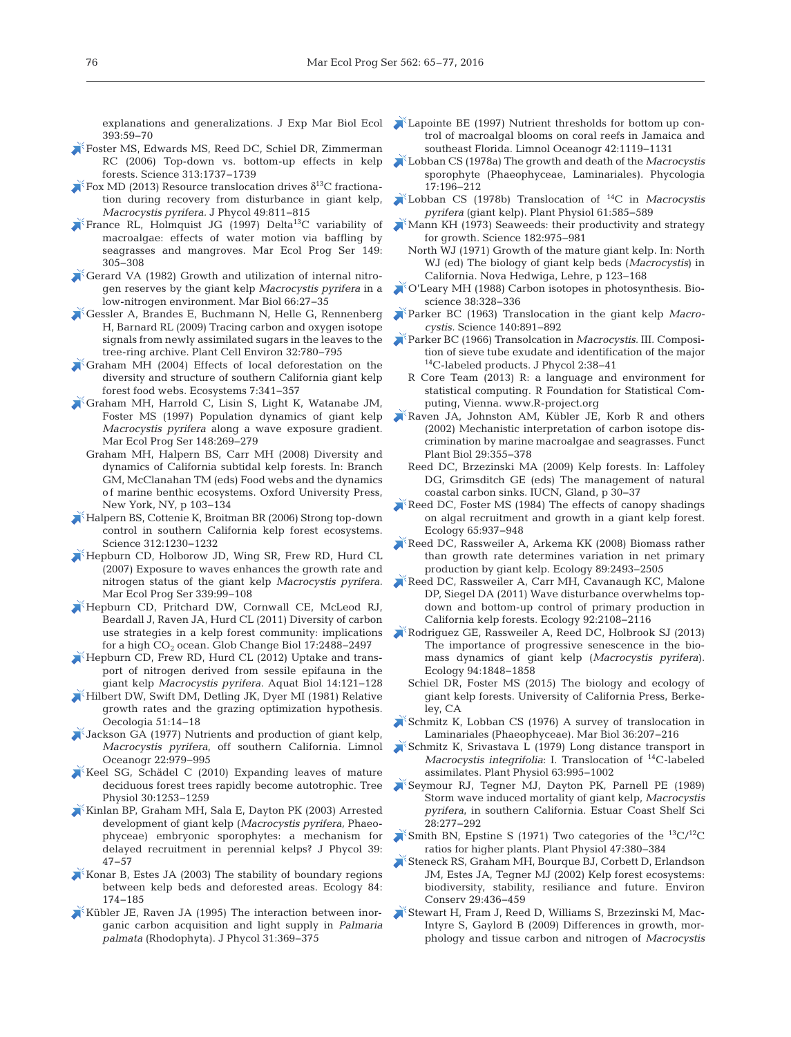explanations and generalizations. J Exp Mar Biol Ecol 393:59–70

Foster MS, Edwards MS, Reed DC, Schiel DR, Zimmerman RC (2006) Top-down vs. bottom-up effects in kelp forests. Science 313:1737–1739

Fox MD (2013) Resource translocation drives $\delta^{13}C$ fractionation during recovery from disturbance in giant kelp, *Macrocystis pyrifera*. J Phycol 49:811–815

France RL, Holmquist JG (1997) Delta$^{13}$C variability of macroalgae: effects of water motion via baffling by seagrasses and mangroves. Mar Ecol Prog Ser 149: 305–308

Gerard VA (1982) Growth and utilization of internal nitrogen reserves by the giant kelp *Macrocystis pyrifera* in a low-nitrogen environment. Mar Biol 66:27–35

Gessler A, Brandes E, Buchmann N, Helle G, Rennenberg H, Barnard RL (2009) Tracing carbon and oxygen isotope signals from newly assimilated sugars in the leaves to the tree-ring archive. Plant Cell Environ 32:780–795

Graham MH (2004) Effects of local deforestation on the diversity and structure of southern California giant kelp forest food webs. Ecosystems 7:341–357

Graham MH, Harrold C, Lisin S, Light K, Watanabe JM, Foster MS (1997) Population dynamics of giant kelp *Macrocystis pyrifera* along a wave exposure gradient. Mar Ecol Prog Ser 148:269–279

Graham MH, Halpern BS, Carr MH (2008) Diversity and dynamics of California subtidal kelp forests. In: Branch GM, McClanahan TM (eds) Food webs and the dynamics of marine benthic ecosystems. Oxford University Press, New York, NY, p 103–134

Halpern BS, Cottenie K, Broitman BR (2006) Strong top-down control in southern California kelp forest ecosystems. Science 312:1230–1232

Hepburn CD, Holborow JD, Wing SR, Frew RD, Hurd CL (2007) Exposure to waves enhances the growth rate and nitrogen status of the giant kelp *Macrocystis pyrifera*. Mar Ecol Prog Ser 339:99–108

Hepburn CD, Pritchard DW, Cornwall CE, McLeod RJ, Beardall J, Raven JA, Hurd CL (2011) Diversity of carbon use strategies in a kelp forest community: implications for a high $CO_2$ ocean. Glob Change Biol 17:2488–2497

Hepburn CD, Frew RD, Hurd CL (2012) Uptake and transport of nitrogen derived from sessile epifauna in the giant kelp *Macrocystis pyrifera*. Aquat Biol 14:121–128

Hilbert DW, Swift DM, Detling JK, Dyer MI (1981) Relative growth rates and the grazing optimization hypothesis. Oecologia 51:14–18

Jackson GA (1977) Nutrients and production of giant kelp, *Macrocystis pyrifera*, off southern California. Limnol Oceanogr 22:979–995

Keel SG, Schädel C (2010) Expanding leaves of mature deciduous forest trees rapidly become autotrophic. Tree Physiol 30:1253–1259

Kinlan BP, Graham MH, Sala E, Dayton PK (2003) Arrested development of giant kelp (*Macrocystis pyrifera*, Phaeophyceae) embryonic sporophytes: a mechanism for delayed recruitment in perennial kelps? J Phycol 39: 47–57

Konar B, Estes JA (2003) The stability of boundary regions between kelp beds and deforested areas. Ecology 84: 174–185

Kübler JE, Raven JA (1995) The interaction between inorganic carbon acquisition and light supply in *Palmaria palmata* (Rhodophyta). J Phycol 31:369–375

Lapointe BE (1997) Nutrient thresholds for bottom up control of macroalgal blooms on coral reefs in Jamaica and southeast Florida. Limnol Oceanogr 42:1119–1131

Lobban CS (1978a) The growth and death of the *Macrocystis* sporophyte (Phaeophyceae, Laminariales). Phycologia 17:196–212

Lobban CS (1978b) Translocation of $^{14}C$ in *Macrocystis pyrifera* (giant kelp). Plant Physiol 61:585–589

Mann KH (1973) Seaweeds: their productivity and strategy for growth. Science 182:975–981

North WJ (1971) Growth of the mature giant kelp. In: North WJ (ed) The biology of giant kelp beds (*Macrocystis*) in California. Nova Hedwiga, Lehre, p 123–168

O'Leary MH (1988) Carbon isotopes in photosynthesis. Bioscience 38:328–336

Parker BC (1963) Translocation in the giant kelp *Macrocystis*. Science 140:891–892

Parker BC (1966) Transolcation in *Macrocystis*. III. Composition of sieve tube exudate and identification of the major $^{14}C$-labeled products. J Phycol 2:38–41

R Core Team (2013) R: a language and environment for statistical computing. R Foundation for Statistical Computing, Vienna. www.R-project.org

Raven JA, Johnston AM, Kübler JE, Korb R and others (2002) Mechanistic interpretation of carbon isotope discrimination by marine macroalgae and seagrasses. Funct Plant Biol 29:355–378

Reed DC, Brzezinski MA (2009) Kelp forests. In: Laffoley DG, Grimsditch GE (eds) The management of natural coastal carbon sinks. IUCN, Gland, p 30–37

Reed DC, Foster MS (1984) The effects of canopy shadings on algal recruitment and growth in a giant kelp forest. Ecology 65:937–948

Reed DC, Rassweiler A, Arkema KK (2008) Biomass rather than growth rate determines variation in net primary production by giant kelp. Ecology 89:2493–2505

Reed DC, Rassweiler A, Carr MH, Cavanaugh KC, Malone DP, Siegel DA (2011) Wave disturbance overwhelms top-down and bottom-up control of primary production in California kelp forests. Ecology 92:2108–2116

Rodriguez GE, Rassweiler A, Reed DC, Holbrook SJ (2013) The importance of progressive senescence in the biomass dynamics of giant kelp (*Macrocystis pyrifera*). Ecology 94:1848–1858

Schiel DR, Foster MS (2015) The biology and ecology of giant kelp forests. University of California Press, Berkeley, CA

Schmitz K, Lobban CS (1976) A survey of translocation in Laminariales (Phaeophyceae). Mar Biol 36:207–216

Schmitz K, Srivastava L (1979) Long distance transport in *Macrocystis integrifolia*: I. Translocation of $^{14}C$-labeled assimilates. Plant Physiol 63:995–1002

Seymour RJ, Tegner MJ, Dayton PK, Parnell PE (1989) Storm wave induced mortality of giant kelp, *Macrocystis pyrifera*, in southern California. Estuar Coast Shelf Sci 28:277–292

Smith BN, Epstine S (1971) Two categories of the $^{13}C/^{12}C$ ratios for higher plants. Plant Physiol 47:380–384

Steneck RS, Graham MH, Bourque BJ, Corbett D, Erlandson JM, Estes JA, Tegner MJ (2002) Kelp forest ecosystems: biodiversity, stability, resiliance and future. Environ Conserv 29:436–459

Stewart H, Fram J, Reed D, Williams S, Brzezinski M, MacIntyre S, Gaylord B (2009) Differences in growth, morphology and tissue carbon and nitrogen of *Macrocystis*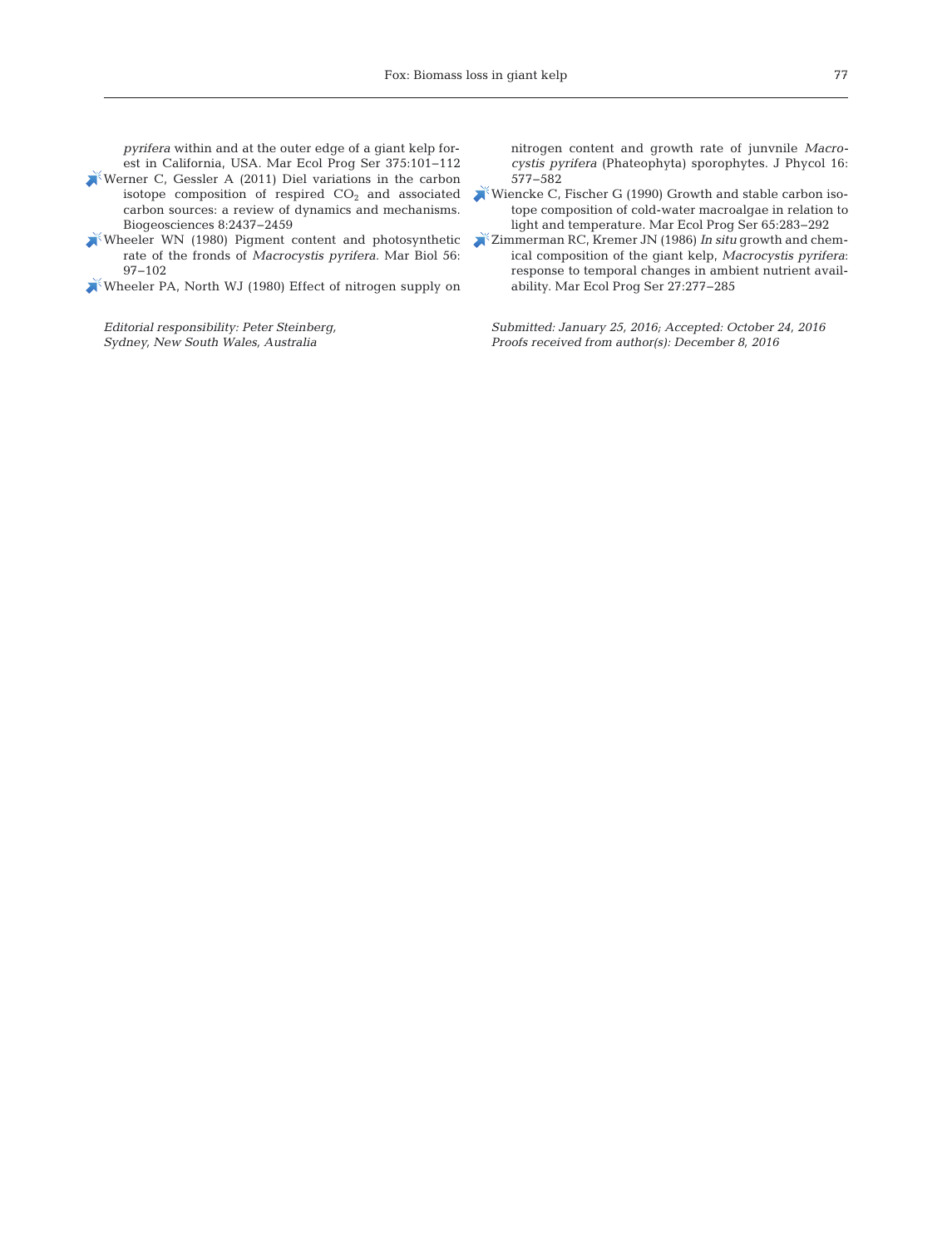*pyrifera* within and at the outer edge of a giant kelp forest in California, USA. Mar Ecol Prog Ser 375:101–112

Werner C, Gessler A (2011) Diel variations in the carbon isotope composition of respired $CO_2$ and associated carbon sources: a review of dynamics and mechanisms. Biogeosciences 8:2437–2459

Wheeler WN (1980) Pigment content and photosynthetic rate of the fronds of *Macrocystis pyrifera*. Mar Biol 56: 97–102

Wheeler PA, North WJ (1980) Effect of nitrogen supply on nitrogen content and growth rate of junvnile *Macrocystis pyrifera* (Phateophyta) sporophytes. J Phycol 16: 577–582

Wiencke C, Fischer G (1990) Growth and stable carbon isotope composition of cold-water macroalgae in relation to light and temperature. Mar Ecol Prog Ser 65:283–292

Zimmerman RC, Kremer JN (1986) *In situ* growth and chemical composition of the giant kelp, *Macrocystis pyrifera*: response to temporal changes in ambient nutrient availability. Mar Ecol Prog Ser 27:277–285

*Editorial responsibility: Peter Steinberg, Sydney, New South Wales, Australia*

*Submitted: January 25, 2016; Accepted: October 24, 2016*
*Proofs received from author(s): December 8, 2016*